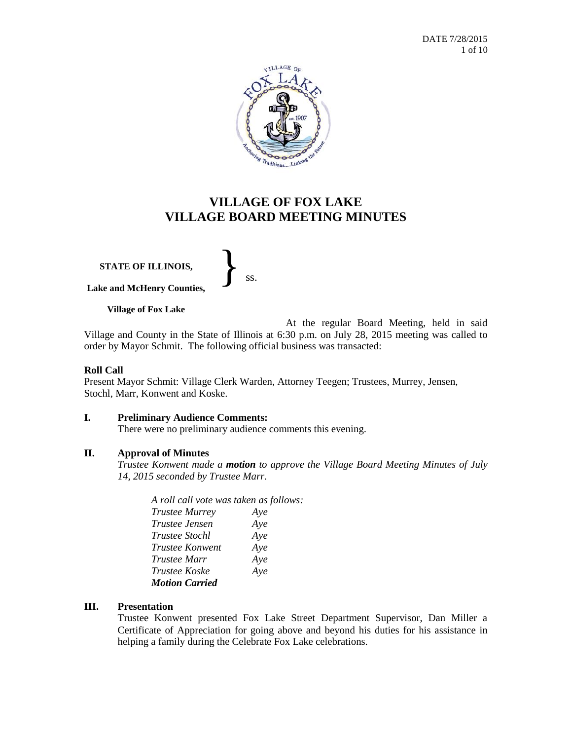# VILLAGE OF FOX LAKE
# VILLAGE BOARD MEETING MINUTES

**STATE OF ILLINOIS,**
**Lake and McHenry Counties,** } ss.

**Village of Fox Lake**

At the regular Board Meeting, held in said Village and County in the State of Illinois at 6:30 p.m. on July 28, 2015 meeting was called to order by Mayor Schmit. The following official business was transacted:

**Roll Call**
Present Mayor Schmit: Village Clerk Warden, Attorney Teegen; Trustees, Murrey, Jensen, Stochl, Marr, Konwent and Koske.

## I. Preliminary Audience Comments:

There were no preliminary audience comments this evening.

## II. Approval of Minutes

*Trustee Konwent made a **motion** to approve the Village Board Meeting Minutes of July 14, 2015 seconded by Trustee Marr.*

*A roll call vote was taken as follows:*

| | |
|---|---|
| *Trustee Murrey* | *Aye* |
| *Trustee Jensen* | *Aye* |
| *Trustee Stochl* | *Aye* |
| *Trustee Konwent* | *Aye* |
| *Trustee Marr* | *Aye* |
| *Trustee Koske* | *Aye* |

***Motion Carried***

## III. Presentation

Trustee Konwent presented Fox Lake Street Department Supervisor, Dan Miller a Certificate of Appreciation for going above and beyond his duties for his assistance in helping a family during the Celebrate Fox Lake celebrations.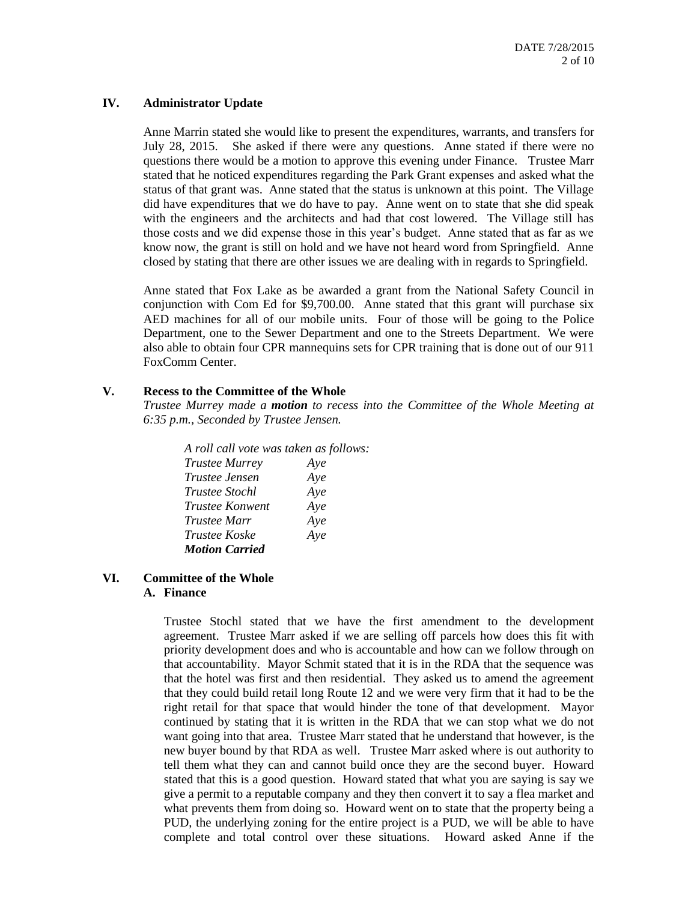## IV. Administrator Update

Anne Marrin stated she would like to present the expenditures, warrants, and transfers for July 28, 2015. She asked if there were any questions. Anne stated if there were no questions there would be a motion to approve this evening under Finance. Trustee Marr stated that he noticed expenditures regarding the Park Grant expenses and asked what the status of that grant was. Anne stated that the status is unknown at this point. The Village did have expenditures that we do have to pay. Anne went on to state that she did speak with the engineers and the architects and had that cost lowered. The Village still has those costs and we did expense those in this year's budget. Anne stated that as far as we know now, the grant is still on hold and we have not heard word from Springfield. Anne closed by stating that there are other issues we are dealing with in regards to Springfield.

Anne stated that Fox Lake as be awarded a grant from the National Safety Council in conjunction with Com Ed for $9,700.00. Anne stated that this grant will purchase six AED machines for all of our mobile units. Four of those will be going to the Police Department, one to the Sewer Department and one to the Streets Department. We were also able to obtain four CPR mannequins sets for CPR training that is done out of our 911 FoxComm Center.

## V. Recess to the Committee of the Whole

*Trustee Murrey made a **motion** to recess into the Committee of the Whole Meeting at 6:35 p.m., Seconded by Trustee Jensen.*

*A roll call vote was taken as follows:*

| | |
|---|---|
| *Trustee Murrey* | *Aye* |
| *Trustee Jensen* | *Aye* |
| *Trustee Stochl* | *Aye* |
| *Trustee Konwent* | *Aye* |
| *Trustee Marr* | *Aye* |
| *Trustee Koske* | *Aye* |

***Motion Carried***

## VI. Committee of the Whole

### A. Finance

Trustee Stochl stated that we have the first amendment to the development agreement. Trustee Marr asked if we are selling off parcels how does this fit with priority development does and who is accountable and how can we follow through on that accountability. Mayor Schmit stated that it is in the RDA that the sequence was that the hotel was first and then residential. They asked us to amend the agreement that they could build retail long Route 12 and we were very firm that it had to be the right retail for that space that would hinder the tone of that development. Mayor continued by stating that it is written in the RDA that we can stop what we do not want going into that area. Trustee Marr stated that he understand that however, is the new buyer bound by that RDA as well. Trustee Marr asked where is out authority to tell them what they can and cannot build once they are the second buyer. Howard stated that this is a good question. Howard stated that what you are saying is say we give a permit to a reputable company and they then convert it to say a flea market and what prevents them from doing so. Howard went on to state that the property being a PUD, the underlying zoning for the entire project is a PUD, we will be able to have complete and total control over these situations. Howard asked Anne if the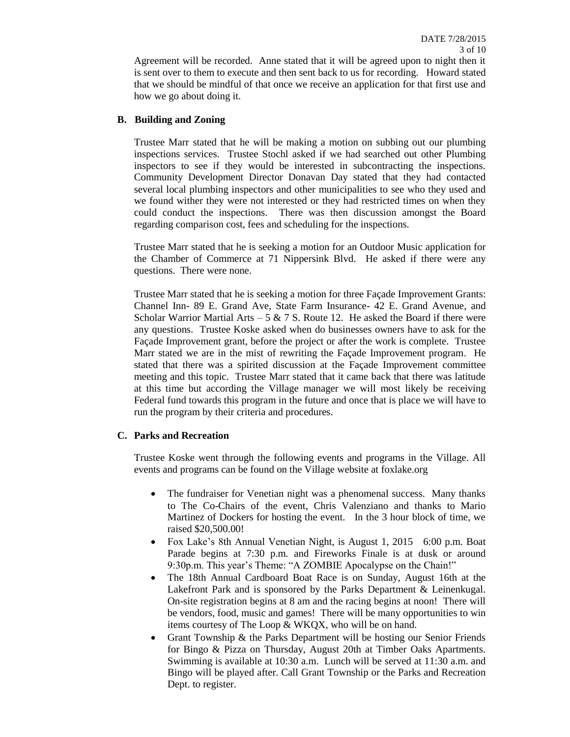Agreement will be recorded. Anne stated that it will be agreed upon to night then it is sent over to them to execute and then sent back to us for recording. Howard stated that we should be mindful of that once we receive an application for that first use and how we go about doing it.

### B. Building and Zoning

Trustee Marr stated that he will be making a motion on subbing out our plumbing inspections services. Trustee Stochl asked if we had searched out other Plumbing inspectors to see if they would be interested in subcontracting the inspections. Community Development Director Donavan Day stated that they had contacted several local plumbing inspectors and other municipalities to see who they used and we found wither they were not interested or they had restricted times on when they could conduct the inspections. There was then discussion amongst the Board regarding comparison cost, fees and scheduling for the inspections.

Trustee Marr stated that he is seeking a motion for an Outdoor Music application for the Chamber of Commerce at 71 Nippersink Blvd. He asked if there were any questions. There were none.

Trustee Marr stated that he is seeking a motion for three Façade Improvement Grants: Channel Inn- 89 E. Grand Ave, State Farm Insurance- 42 E. Grand Avenue, and Scholar Warrior Martial Arts – 5 & 7 S. Route 12. He asked the Board if there were any questions. Trustee Koske asked when do businesses owners have to ask for the Façade Improvement grant, before the project or after the work is complete. Trustee Marr stated we are in the mist of rewriting the Façade Improvement program. He stated that there was a spirited discussion at the Façade Improvement committee meeting and this topic. Trustee Marr stated that it came back that there was latitude at this time but according the Village manager we will most likely be receiving Federal fund towards this program in the future and once that is place we will have to run the program by their criteria and procedures.

### C. Parks and Recreation

Trustee Koske went through the following events and programs in the Village. All events and programs can be found on the Village website at foxlake.org

- The fundraiser for Venetian night was a phenomenal success. Many thanks to The Co-Chairs of the event, Chris Valenziano and thanks to Mario Martinez of Dockers for hosting the event. In the 3 hour block of time, we raised $20,500.00!
- Fox Lake's 8th Annual Venetian Night, is August 1, 2015 6:00 p.m. Boat Parade begins at 7:30 p.m. and Fireworks Finale is at dusk or around 9:30p.m. This year's Theme: "A ZOMBIE Apocalypse on the Chain!"
- The 18th Annual Cardboard Boat Race is on Sunday, August 16th at the Lakefront Park and is sponsored by the Parks Department & Leinenkugal. On-site registration begins at 8 am and the racing begins at noon! There will be vendors, food, music and games! There will be many opportunities to win items courtesy of The Loop & WKQX, who will be on hand.
- Grant Township & the Parks Department will be hosting our Senior Friends for Bingo & Pizza on Thursday, August 20th at Timber Oaks Apartments. Swimming is available at 10:30 a.m. Lunch will be served at 11:30 a.m. and Bingo will be played after. Call Grant Township or the Parks and Recreation Dept. to register.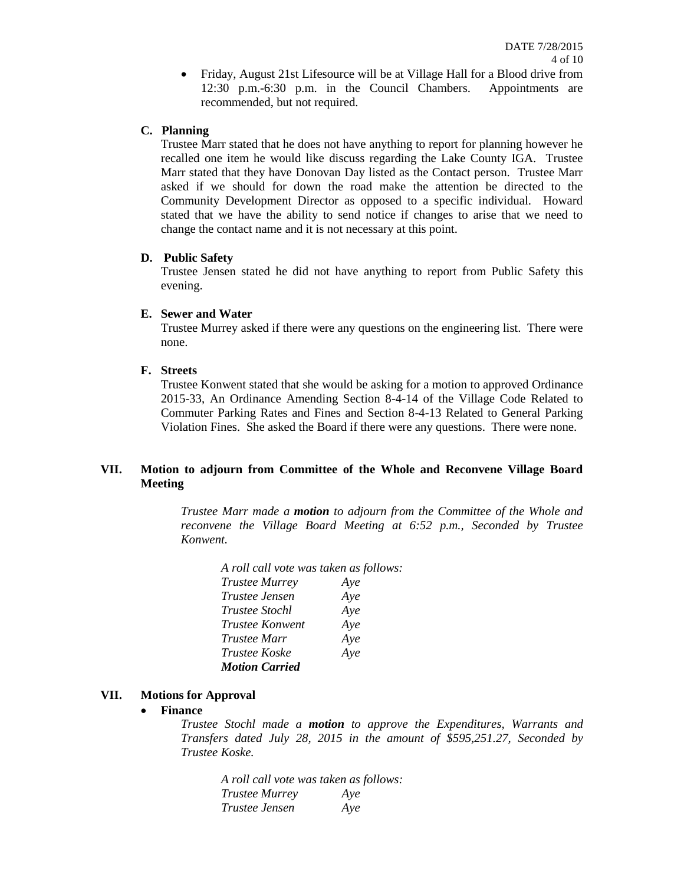- Friday, August 21st Lifesource will be at Village Hall for a Blood drive from 12:30 p.m.-6:30 p.m. in the Council Chambers. Appointments are recommended, but not required.

**C. Planning**

Trustee Marr stated that he does not have anything to report for planning however he recalled one item he would like discuss regarding the Lake County IGA. Trustee Marr stated that they have Donovan Day listed as the Contact person. Trustee Marr asked if we should for down the road make the attention be directed to the Community Development Director as opposed to a specific individual. Howard stated that we have the ability to send notice if changes to arise that we need to change the contact name and it is not necessary at this point.

**D. Public Safety**

Trustee Jensen stated he did not have anything to report from Public Safety this evening.

**E. Sewer and Water**

Trustee Murrey asked if there were any questions on the engineering list. There were none.

**F. Streets**

Trustee Konwent stated that she would be asking for a motion to approved Ordinance 2015-33, An Ordinance Amending Section 8-4-14 of the Village Code Related to Commuter Parking Rates and Fines and Section 8-4-13 Related to General Parking Violation Fines. She asked the Board if there were any questions. There were none.

## VII. Motion to adjourn from Committee of the Whole and Reconvene Village Board Meeting

*Trustee Marr made a **motion** to adjourn from the Committee of the Whole and reconvene the Village Board Meeting at 6:52 p.m., Seconded by Trustee Konwent.*

*A roll call vote was taken as follows:*

| | |
|---|---|
| *Trustee Murrey* | *Aye* |
| *Trustee Jensen* | *Aye* |
| *Trustee Stochl* | *Aye* |
| *Trustee Konwent* | *Aye* |
| *Trustee Marr* | *Aye* |
| *Trustee Koske* | *Aye* |

***Motion Carried***

## VII. Motions for Approval

- **Finance**

*Trustee Stochl made a **motion** to approve the Expenditures, Warrants and Transfers dated July 28, 2015 in the amount of $595,251.27, Seconded by Trustee Koske.*

*A roll call vote was taken as follows:*

| | |
|---|---|
| *Trustee Murrey* | *Aye* |
| *Trustee Jensen* | *Aye* |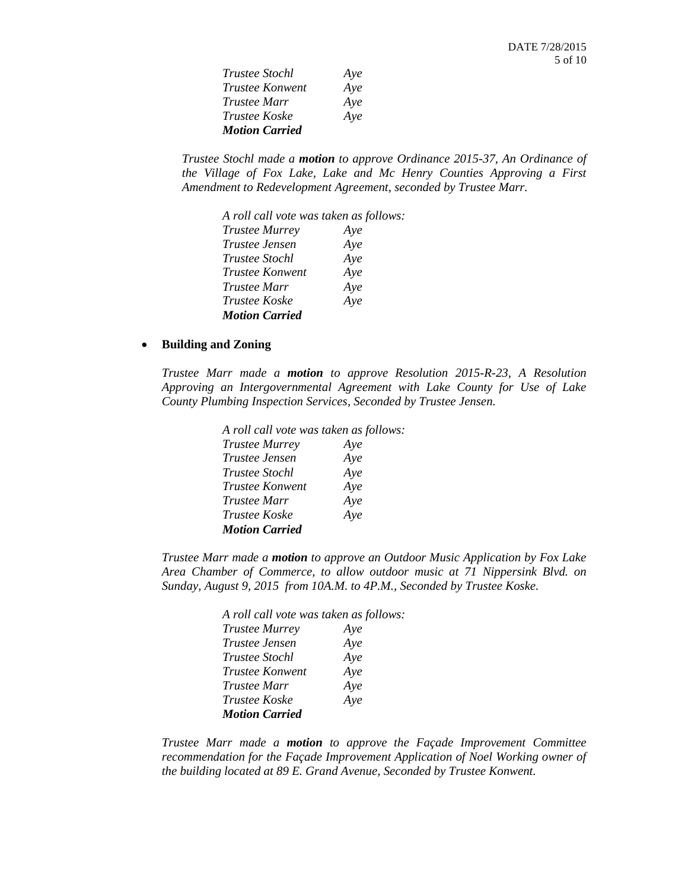*Trustee Stochl Aye*
*Trustee Konwent Aye*
*Trustee Marr Aye*
*Trustee Koske Aye*
***Motion Carried***

*Trustee Stochl made a **motion** to approve Ordinance 2015-37, An Ordinance of the Village of Fox Lake, Lake and Mc Henry Counties Approving a First Amendment to Redevelopment Agreement, seconded by Trustee Marr.*

*A roll call vote was taken as follows:*
*Trustee Murrey Aye*
*Trustee Jensen Aye*
*Trustee Stochl Aye*
*Trustee Konwent Aye*
*Trustee Marr Aye*
*Trustee Koske Aye*
***Motion Carried***

- **Building and Zoning**

*Trustee Marr made a **motion** to approve Resolution 2015-R-23, A Resolution Approving an Intergovernmental Agreement with Lake County for Use of Lake County Plumbing Inspection Services, Seconded by Trustee Jensen.*

*A roll call vote was taken as follows:*
*Trustee Murrey Aye*
*Trustee Jensen Aye*
*Trustee Stochl Aye*
*Trustee Konwent Aye*
*Trustee Marr Aye*
*Trustee Koske Aye*
***Motion Carried***

*Trustee Marr made a **motion** to approve an Outdoor Music Application by Fox Lake Area Chamber of Commerce, to allow outdoor music at 71 Nippersink Blvd. on Sunday, August 9, 2015 from 10A.M. to 4P.M., Seconded by Trustee Koske.*

*A roll call vote was taken as follows:*
*Trustee Murrey Aye*
*Trustee Jensen Aye*
*Trustee Stochl Aye*
*Trustee Konwent Aye*
*Trustee Marr Aye*
*Trustee Koske Aye*
***Motion Carried***

*Trustee Marr made a **motion** to approve the Façade Improvement Committee recommendation for the Façade Improvement Application of Noel Working owner of the building located at 89 E. Grand Avenue, Seconded by Trustee Konwent.*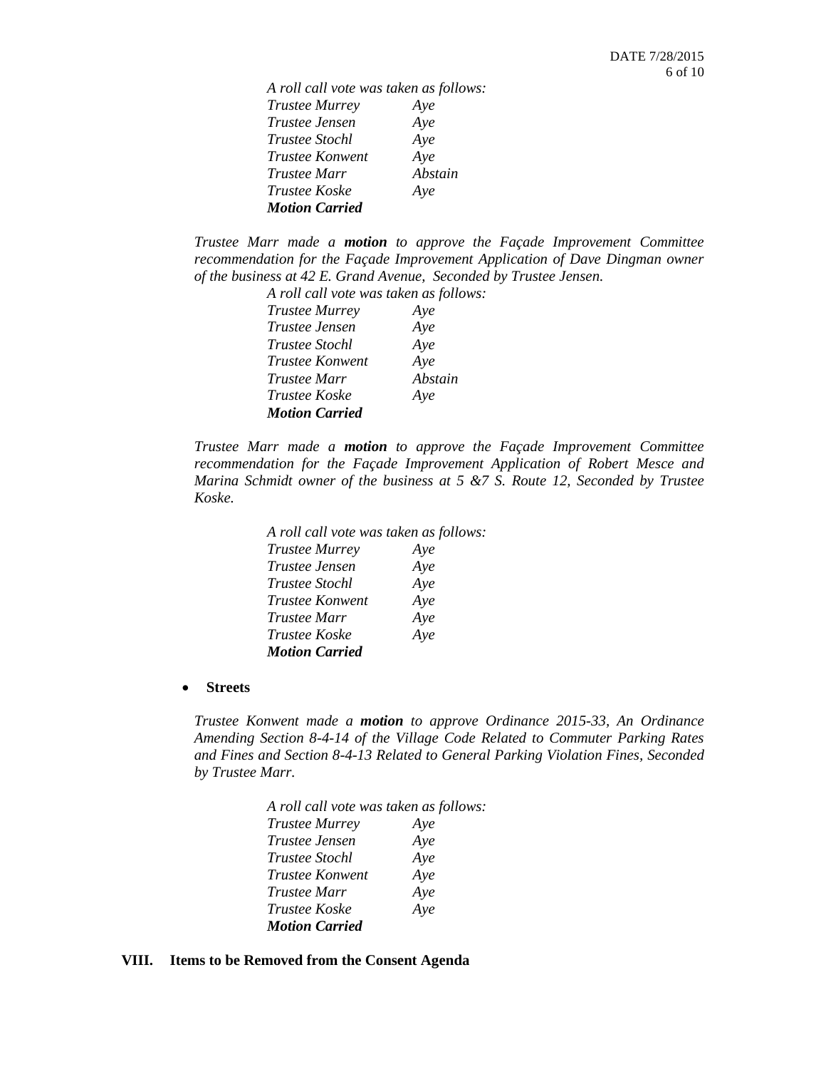*A roll call vote was taken as follows:*

*Trustee Murrey Aye*
*Trustee Jensen Aye*
*Trustee Stochl Aye*
*Trustee Konwent Aye*
*Trustee Marr Abstain*
*Trustee Koske Aye*
***Motion Carried***

*Trustee Marr made a **motion** to approve the Façade Improvement Committee recommendation for the Façade Improvement Application of Dave Dingman owner of the business at 42 E. Grand Avenue, Seconded by Trustee Jensen.*

*A roll call vote was taken as follows:*

*Trustee Murrey Aye*
*Trustee Jensen Aye*
*Trustee Stochl Aye*
*Trustee Konwent Aye*
*Trustee Marr Abstain*
*Trustee Koske Aye*
***Motion Carried***

*Trustee Marr made a **motion** to approve the Façade Improvement Committee recommendation for the Façade Improvement Application of Robert Mesce and Marina Schmidt owner of the business at 5 &7 S. Route 12, Seconded by Trustee Koske.*

*A roll call vote was taken as follows:*

*Trustee Murrey Aye*
*Trustee Jensen Aye*
*Trustee Stochl Aye*
*Trustee Konwent Aye*
*Trustee Marr Aye*
*Trustee Koske Aye*
***Motion Carried***

- **Streets**

*Trustee Konwent made a **motion** to approve Ordinance 2015-33, An Ordinance Amending Section 8-4-14 of the Village Code Related to Commuter Parking Rates and Fines and Section 8-4-13 Related to General Parking Violation Fines, Seconded by Trustee Marr.*

*A roll call vote was taken as follows:*

*Trustee Murrey Aye*
*Trustee Jensen Aye*
*Trustee Stochl Aye*
*Trustee Konwent Aye*
*Trustee Marr Aye*
*Trustee Koske Aye*
***Motion Carried***

## VIII. Items to be Removed from the Consent Agenda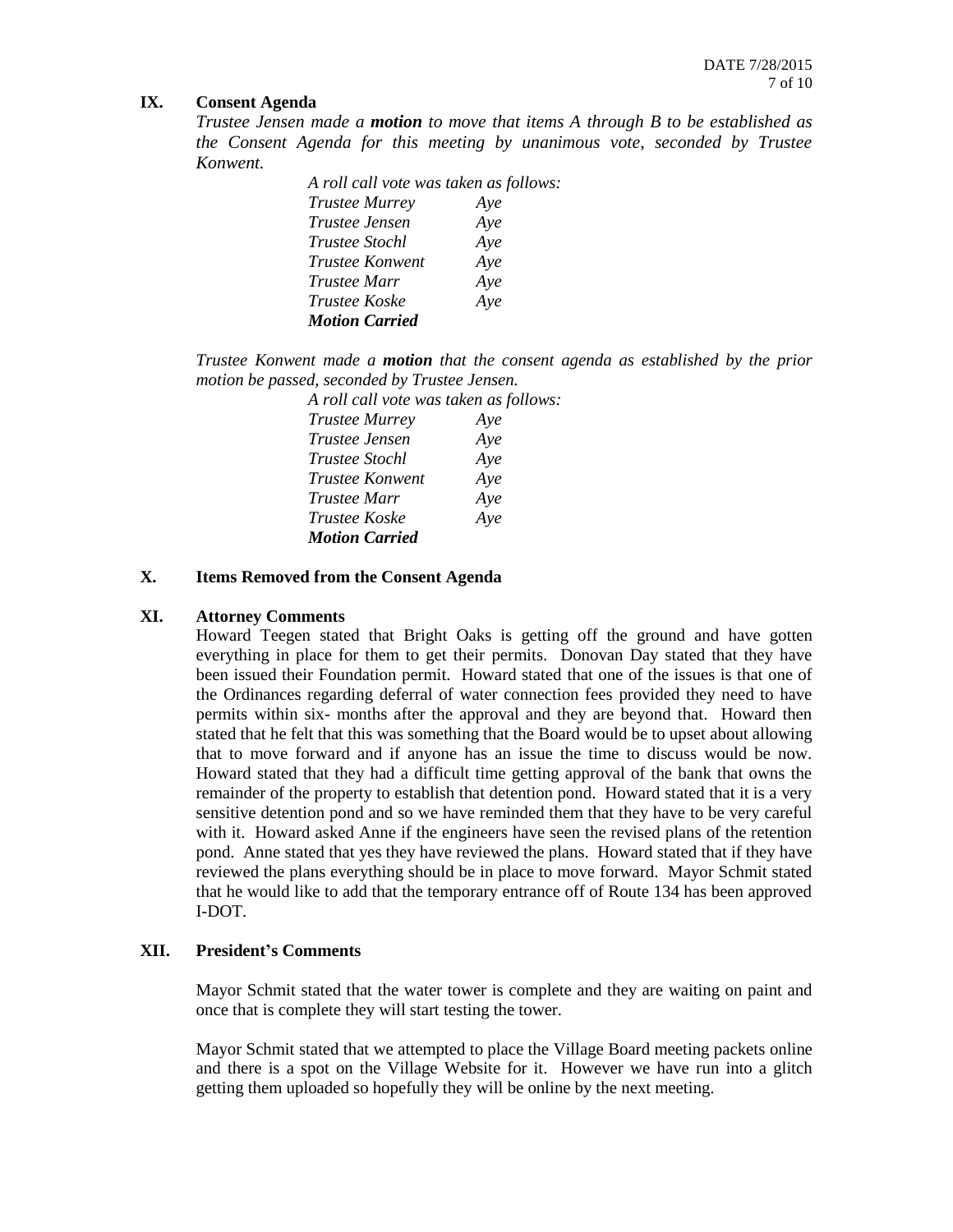## IX. Consent Agenda

*Trustee Jensen made a* ***motion*** *to move that items A through B to be established as the Consent Agenda for this meeting by unanimous vote, seconded by Trustee Konwent.*

*A roll call vote was taken as follows:*

| | |
|---|---|
| *Trustee Murrey* | *Aye* |
| *Trustee Jensen* | *Aye* |
| *Trustee Stochl* | *Aye* |
| *Trustee Konwent* | *Aye* |
| *Trustee Marr* | *Aye* |
| *Trustee Koske* | *Aye* |

***Motion Carried***

*Trustee Konwent made a* ***motion*** *that the consent agenda as established by the prior motion be passed, seconded by Trustee Jensen.*

*A roll call vote was taken as follows:*

| | |
|---|---|
| *Trustee Murrey* | *Aye* |
| *Trustee Jensen* | *Aye* |
| *Trustee Stochl* | *Aye* |
| *Trustee Konwent* | *Aye* |
| *Trustee Marr* | *Aye* |
| *Trustee Koske* | *Aye* |

***Motion Carried***

## X. Items Removed from the Consent Agenda

## XI. Attorney Comments

Howard Teegen stated that Bright Oaks is getting off the ground and have gotten everything in place for them to get their permits. Donovan Day stated that they have been issued their Foundation permit. Howard stated that one of the issues is that one of the Ordinances regarding deferral of water connection fees provided they need to have permits within six- months after the approval and they are beyond that. Howard then stated that he felt that this was something that the Board would be to upset about allowing that to move forward and if anyone has an issue the time to discuss would be now. Howard stated that they had a difficult time getting approval of the bank that owns the remainder of the property to establish that detention pond. Howard stated that it is a very sensitive detention pond and so we have reminded them that they have to be very careful with it. Howard asked Anne if the engineers have seen the revised plans of the retention pond. Anne stated that yes they have reviewed the plans. Howard stated that if they have reviewed the plans everything should be in place to move forward. Mayor Schmit stated that he would like to add that the temporary entrance off of Route 134 has been approved I-DOT.

## XII. President's Comments

Mayor Schmit stated that the water tower is complete and they are waiting on paint and once that is complete they will start testing the tower.

Mayor Schmit stated that we attempted to place the Village Board meeting packets online and there is a spot on the Village Website for it. However we have run into a glitch getting them uploaded so hopefully they will be online by the next meeting.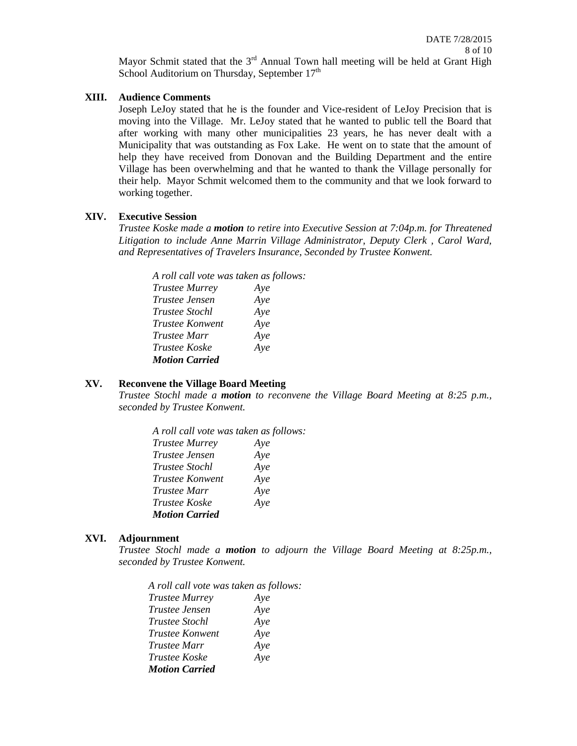Mayor Schmit stated that the 3rd Annual Town hall meeting will be held at Grant High School Auditorium on Thursday, September 17th

## XIII. Audience Comments

Joseph LeJoy stated that he is the founder and Vice-resident of LeJoy Precision that is moving into the Village. Mr. LeJoy stated that he wanted to public tell the Board that after working with many other municipalities 23 years, he has never dealt with a Municipality that was outstanding as Fox Lake. He went on to state that the amount of help they have received from Donovan and the Building Department and the entire Village has been overwhelming and that he wanted to thank the Village personally for their help. Mayor Schmit welcomed them to the community and that we look forward to working together.

## XIV. Executive Session

*Trustee Koske made a **motion** to retire into Executive Session at 7:04p.m. for Threatened Litigation to include Anne Marrin Village Administrator, Deputy Clerk , Carol Ward, and Representatives of Travelers Insurance, Seconded by Trustee Konwent.*

*A roll call vote was taken as follows:*

| | |
|---|---|
| *Trustee Murrey* | *Aye* |
| *Trustee Jensen* | *Aye* |
| *Trustee Stochl* | *Aye* |
| *Trustee Konwent* | *Aye* |
| *Trustee Marr* | *Aye* |
| *Trustee Koske* | *Aye* |

***Motion Carried***

## XV. Reconvene the Village Board Meeting

*Trustee Stochl made a **motion** to reconvene the Village Board Meeting at 8:25 p.m., seconded by Trustee Konwent.*

*A roll call vote was taken as follows:*

| | |
|---|---|
| *Trustee Murrey* | *Aye* |
| *Trustee Jensen* | *Aye* |
| *Trustee Stochl* | *Aye* |
| *Trustee Konwent* | *Aye* |
| *Trustee Marr* | *Aye* |
| *Trustee Koske* | *Aye* |

***Motion Carried***

## XVI. Adjournment

*Trustee Stochl made a **motion** to adjourn the Village Board Meeting at 8:25p.m., seconded by Trustee Konwent.*

*A roll call vote was taken as follows:*

| | |
|---|---|
| *Trustee Murrey* | *Aye* |
| *Trustee Jensen* | *Aye* |
| *Trustee Stochl* | *Aye* |
| *Trustee Konwent* | *Aye* |
| *Trustee Marr* | *Aye* |
| *Trustee Koske* | *Aye* |

***Motion Carried***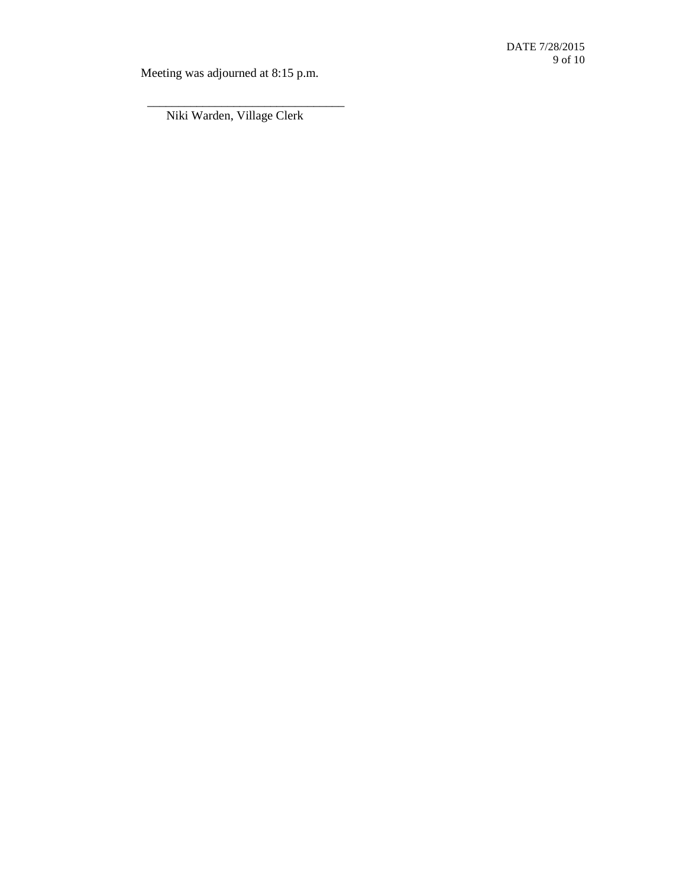Meeting was adjourned at 8:15 p.m.

\_\_\_\_\_\_\_\_\_\_\_\_\_\_\_\_\_\_\_\_\_\_\_\_\_\_\_\_\_\_\_\_

Niki Warden, Village Clerk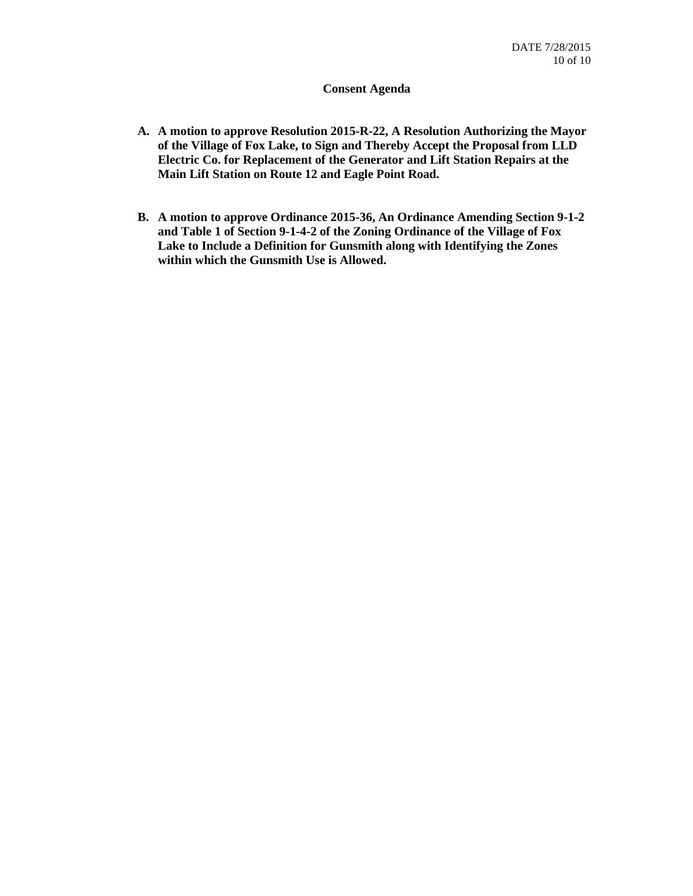## Consent Agenda

**A. A motion to approve Resolution 2015-R-22, A Resolution Authorizing the Mayor of the Village of Fox Lake, to Sign and Thereby Accept the Proposal from LLD Electric Co. for Replacement of the Generator and Lift Station Repairs at the Main Lift Station on Route 12 and Eagle Point Road.**

**B. A motion to approve Ordinance 2015-36, An Ordinance Amending Section 9-1-2 and Table 1 of Section 9-1-4-2 of the Zoning Ordinance of the Village of Fox Lake to Include a Definition for Gunsmith along with Identifying the Zones within which the Gunsmith Use is Allowed.**